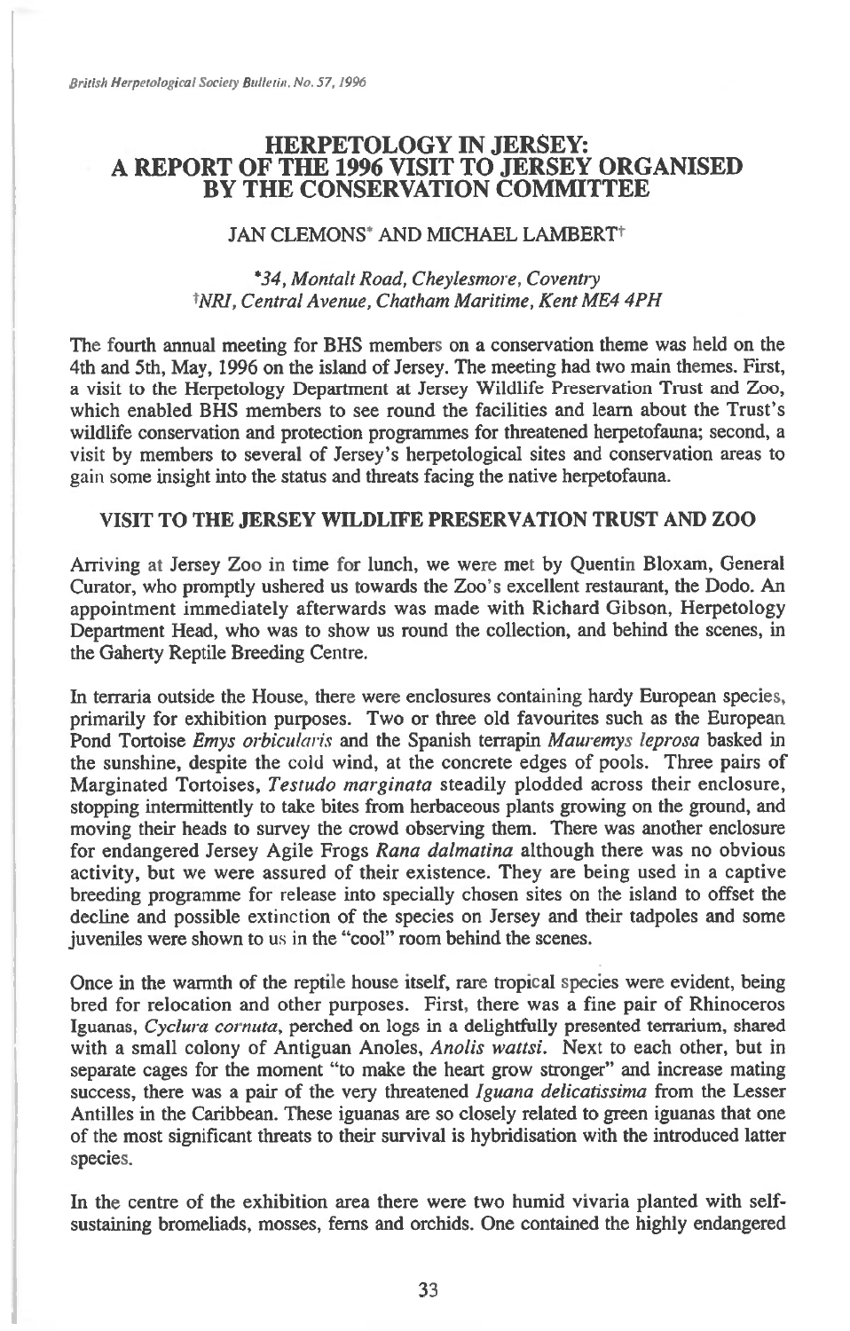# HERPETOLOGY IN JERSEY: A REPORT OF THE 1996 VISIT TO JERSEY ORGANISED BY THE CONSERVATION COMMITTEE

JAN CLEMONS* AND MICHAEL LAMBERT†

*34, Montalt Road, Cheylesmore, Coventry*
†*NRI, Central Avenue, Chatham Maritime, Kent ME4 4PH*

The fourth annual meeting for BHS members on a conservation theme was held on the 4th and 5th, May, 1996 on the island of Jersey. The meeting had two main themes. First, a visit to the Herpetology Department at Jersey Wildlife Preservation Trust and Zoo, which enabled BHS members to see round the facilities and learn about the Trust's wildlife conservation and protection programmes for threatened herpetofauna; second, a visit by members to several of Jersey's herpetological sites and conservation areas to gain some insight into the status and threats facing the native herpetofauna.

## VISIT TO THE JERSEY WILDLIFE PRESERVATION TRUST AND ZOO

Arriving at Jersey Zoo in time for lunch, we were met by Quentin Bloxam, General Curator, who promptly ushered us towards the Zoo's excellent restaurant, the Dodo. An appointment immediately afterwards was made with Richard Gibson, Herpetology Department Head, who was to show us round the collection, and behind the scenes, in the Gaherty Reptile Breeding Centre.

In terraria outside the House, there were enclosures containing hardy European species, primarily for exhibition purposes. Two or three old favourites such as the European Pond Tortoise *Emys orbicularis* and the Spanish terrapin *Mauremys leprosa* basked in the sunshine, despite the cold wind, at the concrete edges of pools. Three pairs of Marginated Tortoises, *Testudo marginata* steadily plodded across their enclosure, stopping intermittently to take bites from herbaceous plants growing on the ground, and moving their heads to survey the crowd observing them. There was another enclosure for endangered Jersey Agile Frogs *Rana dalmatina* although there was no obvious activity, but we were assured of their existence. They are being used in a captive breeding programme for release into specially chosen sites on the island to offset the decline and possible extinction of the species on Jersey and their tadpoles and some juveniles were shown to us in the "cool" room behind the scenes.

Once in the warmth of the reptile house itself, rare tropical species were evident, being bred for relocation and other purposes. First, there was a fine pair of Rhinoceros Iguanas, *Cyclura cornuta*, perched on logs in a delightfully presented terrarium, shared with a small colony of Antiguan Anoles, *Anolis wattsi*. Next to each other, but in separate cages for the moment "to make the heart grow stronger" and increase mating success, there was a pair of the very threatened *Iguana delicatissima* from the Lesser Antilles in the Caribbean. These iguanas are so closely related to green iguanas that one of the most significant threats to their survival is hybridisation with the introduced latter species.

In the centre of the exhibition area there were two humid vivaria planted with self-sustaining bromeliads, mosses, ferns and orchids. One contained the highly endangered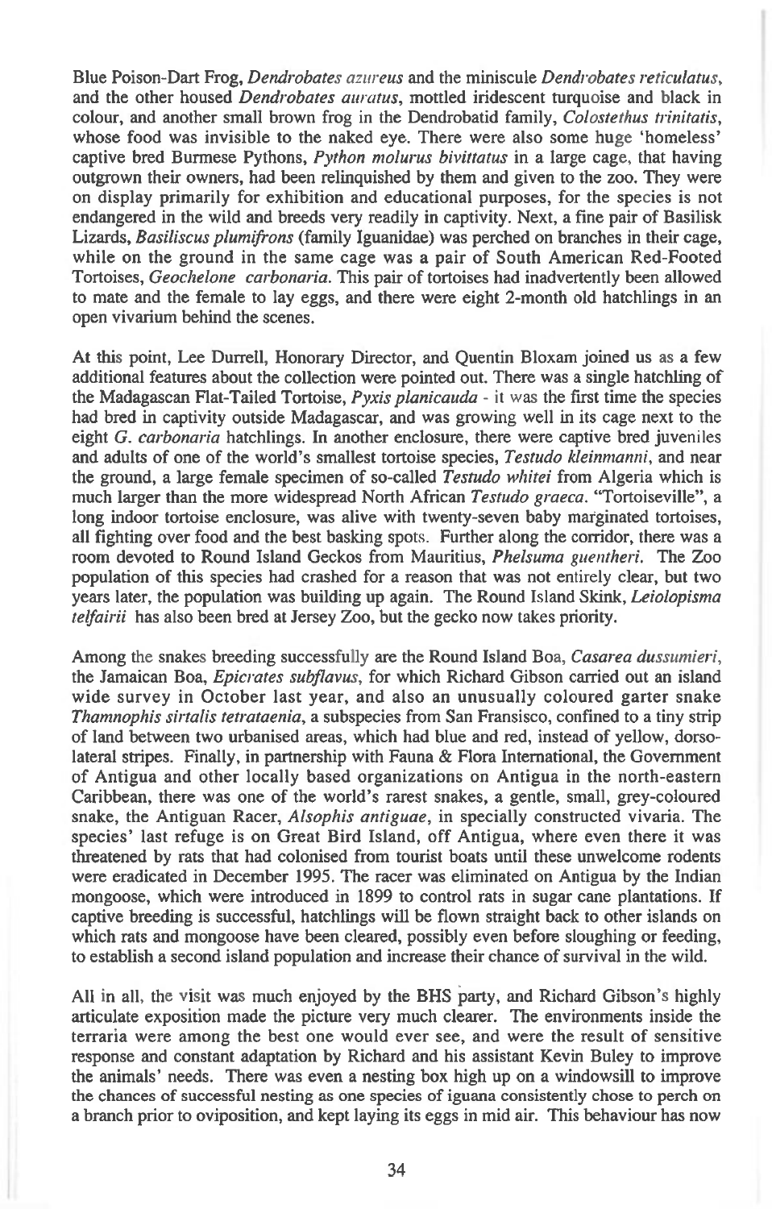Blue Poison-Dart Frog, *Dendrobates azureus* and the miniscule *Dendrobates reticulatus*, and the other housed *Dendrobates auratus*, mottled iridescent turquoise and black in colour, and another small brown frog in the Dendrobatid family, *Colostethus trinitatis*, whose food was invisible to the naked eye. There were also some huge 'homeless' captive bred Burmese Pythons, *Python molurus bivittatus* in a large cage, that having outgrown their owners, had been relinquished by them and given to the zoo. They were on display primarily for exhibition and educational purposes, for the species is not endangered in the wild and breeds very readily in captivity. Next, a fine pair of Basilisk Lizards, *Basiliscus plumifrons* (family Iguanidae) was perched on branches in their cage, while on the ground in the same cage was a pair of South American Red-Footed Tortoises, *Geochelone carbonaria*. This pair of tortoises had inadvertently been allowed to mate and the female to lay eggs, and there were eight 2-month old hatchlings in an open vivarium behind the scenes.

At this point, Lee Durrell, Honorary Director, and Quentin Bloxam joined us as a few additional features about the collection were pointed out. There was a single hatchling of the Madagascan Flat-Tailed Tortoise, *Pyxis planicauda* - it was the first time the species had bred in captivity outside Madagascar, and was growing well in its cage next to the eight *G. carbonaria* hatchlings. In another enclosure, there were captive bred juveniles and adults of one of the world's smallest tortoise species, *Testudo kleinmanni*, and near the ground, a large female specimen of so-called *Testudo whitei* from Algeria which is much larger than the more widespread North African *Testudo graeca*. "Tortoiseville", a long indoor tortoise enclosure, was alive with twenty-seven baby marginated tortoises, all fighting over food and the best basking spots. Further along the corridor, there was a room devoted to Round Island Geckos from Mauritius, *Phelsuma guentheri*. The Zoo population of this species had crashed for a reason that was not entirely clear, but two years later, the population was building up again. The Round Island Skink, *Leiolopisma telfairii* has also been bred at Jersey Zoo, but the gecko now takes priority.

Among the snakes breeding successfully are the Round Island Boa, *Casarea dussumieri*, the Jamaican Boa, *Epicrates subflavus*, for which Richard Gibson carried out an island wide survey in October last year, and also an unusually coloured garter snake *Thamnophis sirtalis tetrataenia*, a subspecies from San Fransisco, confined to a tiny strip of land between two urbanised areas, which had blue and red, instead of yellow, dorso-lateral stripes. Finally, in partnership with Fauna & Flora International, the Government of Antigua and other locally based organizations on Antigua in the north-eastern Caribbean, there was one of the world's rarest snakes, a gentle, small, grey-coloured snake, the Antiguan Racer, *Alsophis antiguae*, in specially constructed vivaria. The species' last refuge is on Great Bird Island, off Antigua, where even there it was threatened by rats that had colonised from tourist boats until these unwelcome rodents were eradicated in December 1995. The racer was eliminated on Antigua by the Indian mongoose, which were introduced in 1899 to control rats in sugar cane plantations. If captive breeding is successful, hatchlings will be flown straight back to other islands on which rats and mongoose have been cleared, possibly even before sloughing or feeding, to establish a second island population and increase their chance of survival in the wild.

All in all, the visit was much enjoyed by the BHS party, and Richard Gibson's highly articulate exposition made the picture very much clearer. The environments inside the terraria were among the best one would ever see, and were the result of sensitive response and constant adaptation by Richard and his assistant Kevin Buley to improve the animals' needs. There was even a nesting box high up on a windowsill to improve the chances of successful nesting as one species of iguana consistently chose to perch on a branch prior to oviposition, and kept laying its eggs in mid air. This behaviour has now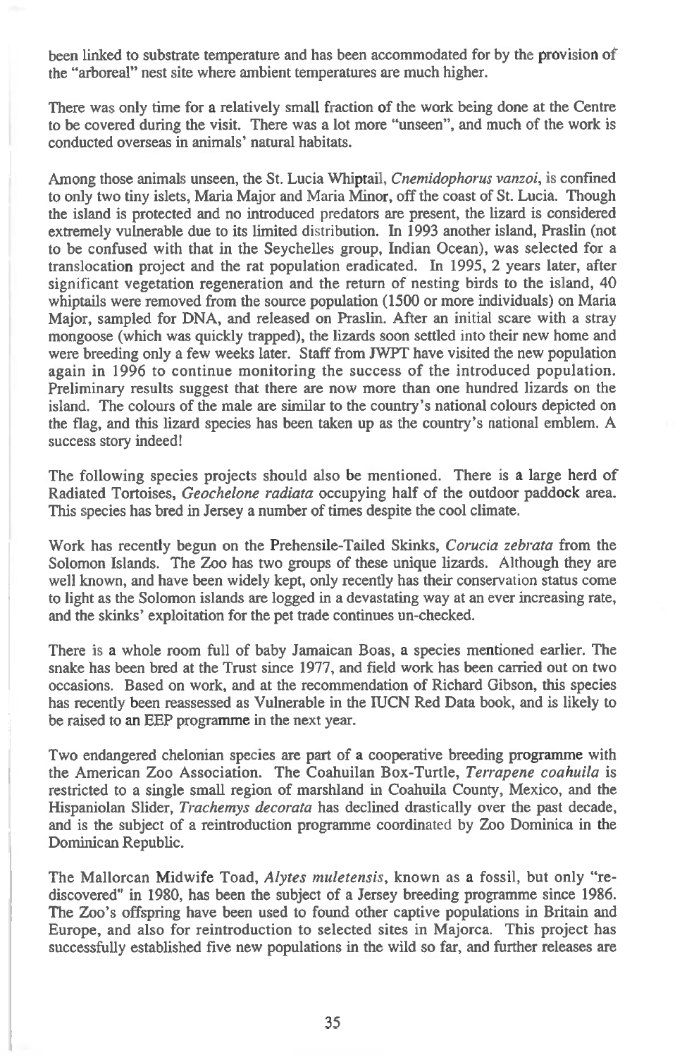been linked to substrate temperature and has been accommodated for by the provision of the "arboreal" nest site where ambient temperatures are much higher.

There was only time for a relatively small fraction of the work being done at the Centre to be covered during the visit. There was a lot more "unseen", and much of the work is conducted overseas in animals' natural habitats.

Among those animals unseen, the St. Lucia Whiptail, *Cnemidophorus vanzoi*, is confined to only two tiny islets, Maria Major and Maria Minor, off the coast of St. Lucia. Though the island is protected and no introduced predators are present, the lizard is considered extremely vulnerable due to its limited distribution. In 1993 another island, Praslin (not to be confused with that in the Seychelles group, Indian Ocean), was selected for a translocation project and the rat population eradicated. In 1995, 2 years later, after significant vegetation regeneration and the return of nesting birds to the island, 40 whiptails were removed from the source population (1500 or more individuals) on Maria Major, sampled for DNA, and released on Praslin. After an initial scare with a stray mongoose (which was quickly trapped), the lizards soon settled into their new home and were breeding only a few weeks later. Staff from JWPT have visited the new population again in 1996 to continue monitoring the success of the introduced population. Preliminary results suggest that there are now more than one hundred lizards on the island. The colours of the male are similar to the country's national colours depicted on the flag, and this lizard species has been taken up as the country's national emblem. A success story indeed!

The following species projects should also be mentioned. There is a large herd of Radiated Tortoises, *Geochelone radiata* occupying half of the outdoor paddock area. This species has bred in Jersey a number of times despite the cool climate.

Work has recently begun on the Prehensile-Tailed Skinks, *Corucia zebrata* from the Solomon Islands. The Zoo has two groups of these unique lizards. Although they are well known, and have been widely kept, only recently has their conservation status come to light as the Solomon islands are logged in a devastating way at an ever increasing rate, and the skinks' exploitation for the pet trade continues un-checked.

There is a whole room full of baby Jamaican Boas, a species mentioned earlier. The snake has been bred at the Trust since 1977, and field work has been carried out on two occasions. Based on work, and at the recommendation of Richard Gibson, this species has recently been reassessed as Vulnerable in the IUCN Red Data book, and is likely to be raised to an EEP programme in the next year.

Two endangered chelonian species are part of a cooperative breeding programme with the American Zoo Association. The Coahuilan Box-Turtle, *Terrapene coahuila* is restricted to a single small region of marshland in Coahuila County, Mexico, and the Hispaniolan Slider, *Trachemys decorata* has declined drastically over the past decade, and is the subject of a reintroduction programme coordinated by Zoo Dominica in the Dominican Republic.

The Mallorcan Midwife Toad, *Alytes muletensis*, known as a fossil, but only "re-discovered" in 1980, has been the subject of a Jersey breeding programme since 1986. The Zoo's offspring have been used to found other captive populations in Britain and Europe, and also for reintroduction to selected sites in Majorca. This project has successfully established five new populations in the wild so far, and further releases are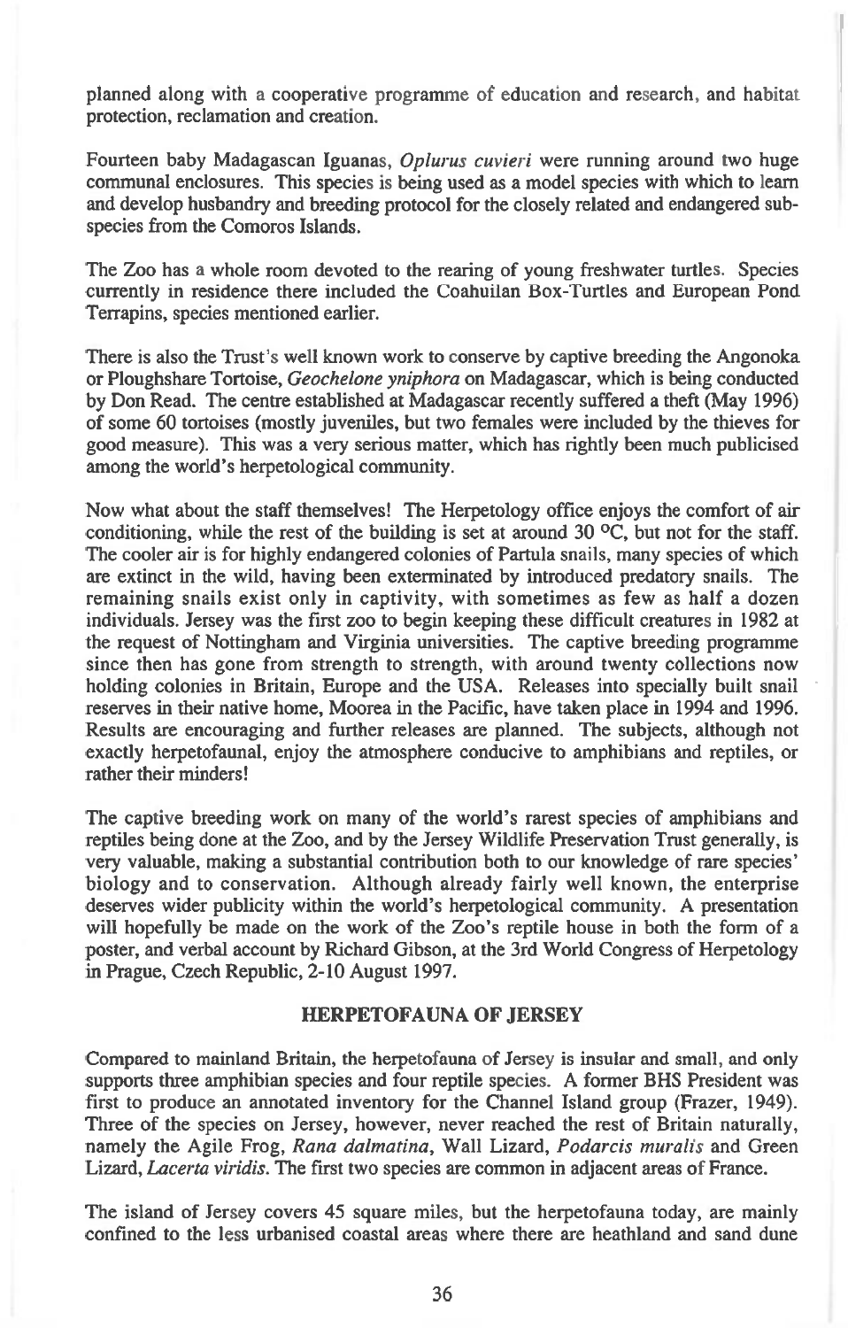planned along with a cooperative programme of education and research, and habitat protection, reclamation and creation.

Fourteen baby Madagascan Iguanas, *Oplurus cuvieri* were running around two huge communal enclosures. This species is being used as a model species with which to learn and develop husbandry and breeding protocol for the closely related and endangered sub-species from the Comoros Islands.

The Zoo has a whole room devoted to the rearing of young freshwater turtles. Species currently in residence there included the Coahuilan Box-Turtles and European Pond Terrapins, species mentioned earlier.

There is also the Trust's well known work to conserve by captive breeding the Angonoka or Ploughshare Tortoise, *Geochelone yniphora* on Madagascar, which is being conducted by Don Read. The centre established at Madagascar recently suffered a theft (May 1996) of some 60 tortoises (mostly juveniles, but two females were included by the thieves for good measure). This was a very serious matter, which has rightly been much publicised among the world's herpetological community.

Now what about the staff themselves! The Herpetology office enjoys the comfort of air conditioning, while the rest of the building is set at around 30 °C, but not for the staff. The cooler air is for highly endangered colonies of Partula snails, many species of which are extinct in the wild, having been exterminated by introduced predatory snails. The remaining snails exist only in captivity, with sometimes as few as half a dozen individuals. Jersey was the first zoo to begin keeping these difficult creatures in 1982 at the request of Nottingham and Virginia universities. The captive breeding programme since then has gone from strength to strength, with around twenty collections now holding colonies in Britain, Europe and the USA. Releases into specially built snail reserves in their native home, Moorea in the Pacific, have taken place in 1994 and 1996. Results are encouraging and further releases are planned. The subjects, although not exactly herpetofaunal, enjoy the atmosphere conducive to amphibians and reptiles, or rather their minders!

The captive breeding work on many of the world's rarest species of amphibians and reptiles being done at the Zoo, and by the Jersey Wildlife Preservation Trust generally, is very valuable, making a substantial contribution both to our knowledge of rare species' biology and to conservation. Although already fairly well known, the enterprise deserves wider publicity within the world's herpetological community. A presentation will hopefully be made on the work of the Zoo's reptile house in both the form of a poster, and verbal account by Richard Gibson, at the 3rd World Congress of Herpetology in Prague, Czech Republic, 2-10 August 1997.

## HERPETOFAUNA OF JERSEY

Compared to mainland Britain, the herpetofauna of Jersey is insular and small, and only supports three amphibian species and four reptile species. A former BHS President was first to produce an annotated inventory for the Channel Island group (Frazer, 1949). Three of the species on Jersey, however, never reached the rest of Britain naturally, namely the Agile Frog, *Rana dalmatina*, Wall Lizard, *Podarcis muralis* and Green Lizard, *Lacerta viridis*. The first two species are common in adjacent areas of France.

The island of Jersey covers 45 square miles, but the herpetofauna today, are mainly confined to the less urbanised coastal areas where there are heathland and sand dune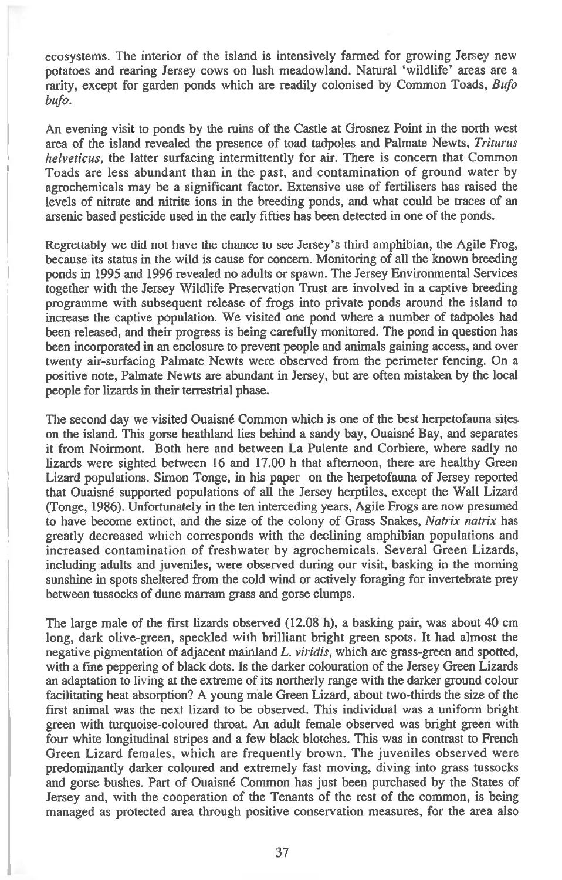ecosystems. The interior of the island is intensively farmed for growing Jersey new potatoes and rearing Jersey cows on lush meadowland. Natural 'wildlife' areas are a rarity, except for garden ponds which are readily colonised by Common Toads, *Bufo bufo*.

An evening visit to ponds by the ruins of the Castle at Grosnez Point in the north west area of the island revealed the presence of toad tadpoles and Palmate Newts, *Triturus helveticus*, the latter surfacing intermittently for air. There is concern that Common Toads are less abundant than in the past, and contamination of ground water by agrochemicals may be a significant factor. Extensive use of fertilisers has raised the levels of nitrate and nitrite ions in the breeding ponds, and what could be traces of an arsenic based pesticide used in the early fifties has been detected in one of the ponds.

Regrettably we did not have the chance to see Jersey's third amphibian, the Agile Frog, because its status in the wild is cause for concern. Monitoring of all the known breeding ponds in 1995 and 1996 revealed no adults or spawn. The Jersey Environmental Services together with the Jersey Wildlife Preservation Trust are involved in a captive breeding programme with subsequent release of frogs into private ponds around the island to increase the captive population. We visited one pond where a number of tadpoles had been released, and their progress is being carefully monitored. The pond in question has been incorporated in an enclosure to prevent people and animals gaining access, and over twenty air-surfacing Palmate Newts were observed from the perimeter fencing. On a positive note, Palmate Newts are abundant in Jersey, but are often mistaken by the local people for lizards in their terrestrial phase.

The second day we visited Ouaisné Common which is one of the best herpetofauna sites on the island. This gorse heathland lies behind a sandy bay, Ouaisné Bay, and separates it from Noirmont. Both here and between La Pulente and Corbiere, where sadly no lizards were sighted between 16 and 17.00 h that afternoon, there are healthy Green Lizard populations. Simon Tonge, in his paper on the herpetofauna of Jersey reported that Ouaisné supported populations of all the Jersey herptiles, except the Wall Lizard (Tonge, 1986). Unfortunately in the ten interceding years, Agile Frogs are now presumed to have become extinct, and the size of the colony of Grass Snakes, *Natrix natrix* has greatly decreased which corresponds with the declining amphibian populations and increased contamination of freshwater by agrochemicals. Several Green Lizards, including adults and juveniles, were observed during our visit, basking in the morning sunshine in spots sheltered from the cold wind or actively foraging for invertebrate prey between tussocks of dune marram grass and gorse clumps.

The large male of the first lizards observed (12.08 h), a basking pair, was about 40 cm long, dark olive-green, speckled with brilliant bright green spots. It had almost the negative pigmentation of adjacent mainland *L. viridis*, which are grass-green and spotted, with a fine peppering of black dots. Is the darker colouration of the Jersey Green Lizards an adaptation to living at the extreme of its northerly range with the darker ground colour facilitating heat absorption? A young male Green Lizard, about two-thirds the size of the first animal was the next lizard to be observed. This individual was a uniform bright green with turquoise-coloured throat. An adult female observed was bright green with four white longitudinal stripes and a few black blotches. This was in contrast to French Green Lizard females, which are frequently brown. The juveniles observed were predominantly darker coloured and extremely fast moving, diving into grass tussocks and gorse bushes. Part of Ouaisné Common has just been purchased by the States of Jersey and, with the cooperation of the Tenants of the rest of the common, is being managed as protected area through positive conservation measures, for the area also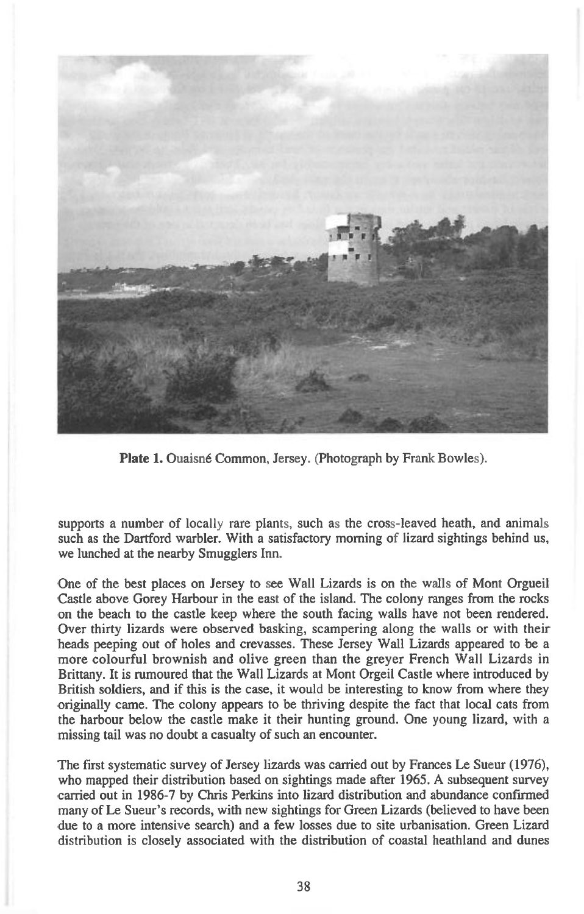Plate 1. Ouaisné Common, Jersey. (Photograph by Frank Bowles).

supports a number of locally rare plants, such as the cross-leaved heath, and animals such as the Dartford warbler. With a satisfactory morning of lizard sightings behind us, we lunched at the nearby Smugglers Inn.

One of the best places on Jersey to see Wall Lizards is on the walls of Mont Orgueil Castle above Gorey Harbour in the east of the island. The colony ranges from the rocks on the beach to the castle keep where the south facing walls have not been rendered. Over thirty lizards were observed basking, scampering along the walls or with their heads peeping out of holes and crevasses. These Jersey Wall Lizards appeared to be a more colourful brownish and olive green than the greyer French Wall Lizards in Brittany. It is rumoured that the Wall Lizards at Mont Orgeil Castle where introduced by British soldiers, and if this is the case, it would be interesting to know from where they originally came. The colony appears to be thriving despite the fact that local cats from the harbour below the castle make it their hunting ground. One young lizard, with a missing tail was no doubt a casualty of such an encounter.

The first systematic survey of Jersey lizards was carried out by Frances Le Sueur (1976), who mapped their distribution based on sightings made after 1965. A subsequent survey carried out in 1986-7 by Chris Perkins into lizard distribution and abundance confirmed many of Le Sueur's records, with new sightings for Green Lizards (believed to have been due to a more intensive search) and a few losses due to site urbanisation. Green Lizard distribution is closely associated with the distribution of coastal heathland and dunes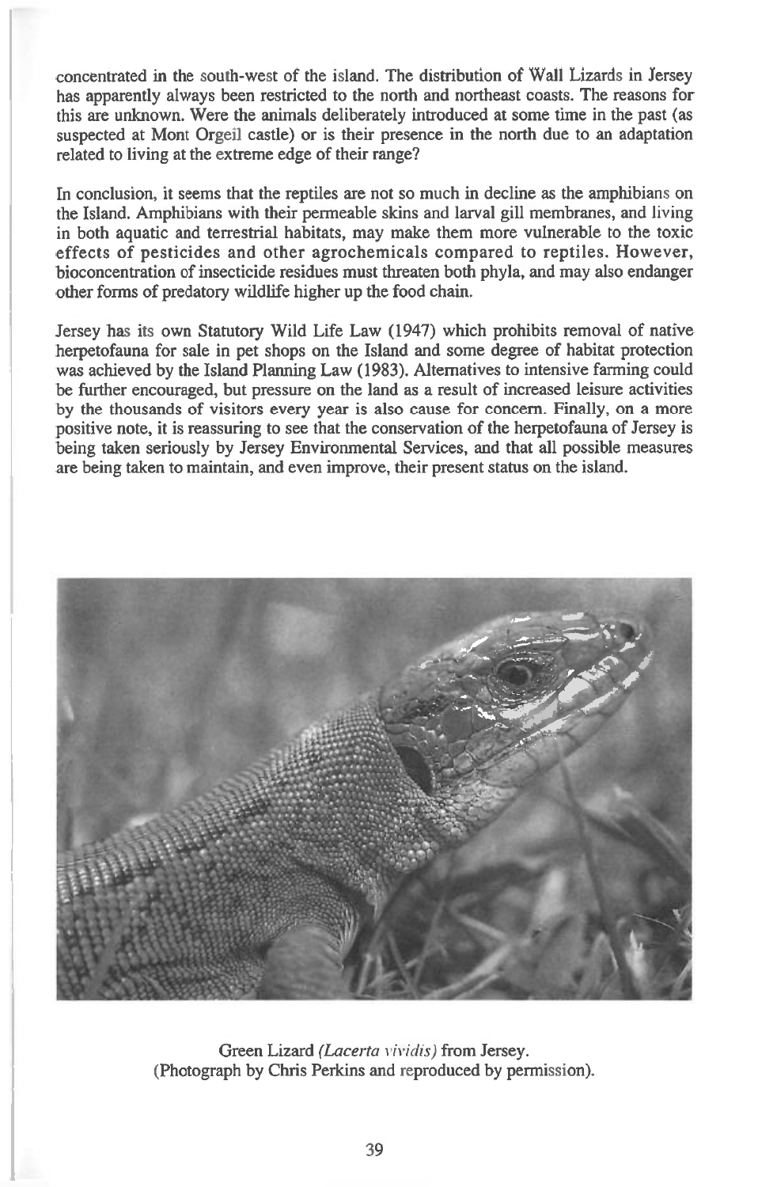concentrated in the south-west of the island. The distribution of Wall Lizards in Jersey has apparently always been restricted to the north and northeast coasts. The reasons for this are unknown. Were the animals deliberately introduced at some time in the past (as suspected at Mont Orgeil castle) or is their presence in the north due to an adaptation related to living at the extreme edge of their range?

In conclusion, it seems that the reptiles are not so much in decline as the amphibians on the Island. Amphibians with their permeable skins and larval gill membranes, and living in both aquatic and terrestrial habitats, may make them more vulnerable to the toxic effects of pesticides and other agrochemicals compared to reptiles. However, bioconcentration of insecticide residues must threaten both phyla, and may also endanger other forms of predatory wildlife higher up the food chain.

Jersey has its own Statutory Wild Life Law (1947) which prohibits removal of native herpetofauna for sale in pet shops on the Island and some degree of habitat protection was achieved by the Island Planning Law (1983). Alternatives to intensive farming could be further encouraged, but pressure on the land as a result of increased leisure activities by the thousands of visitors every year is also cause for concern. Finally, on a more positive note, it is reassuring to see that the conservation of the herpetofauna of Jersey is being taken seriously by Jersey Environmental Services, and that all possible measures are being taken to maintain, and even improve, their present status on the island.

Green Lizard *(Lacerta viridis)* from Jersey.
(Photograph by Chris Perkins and reproduced by permission).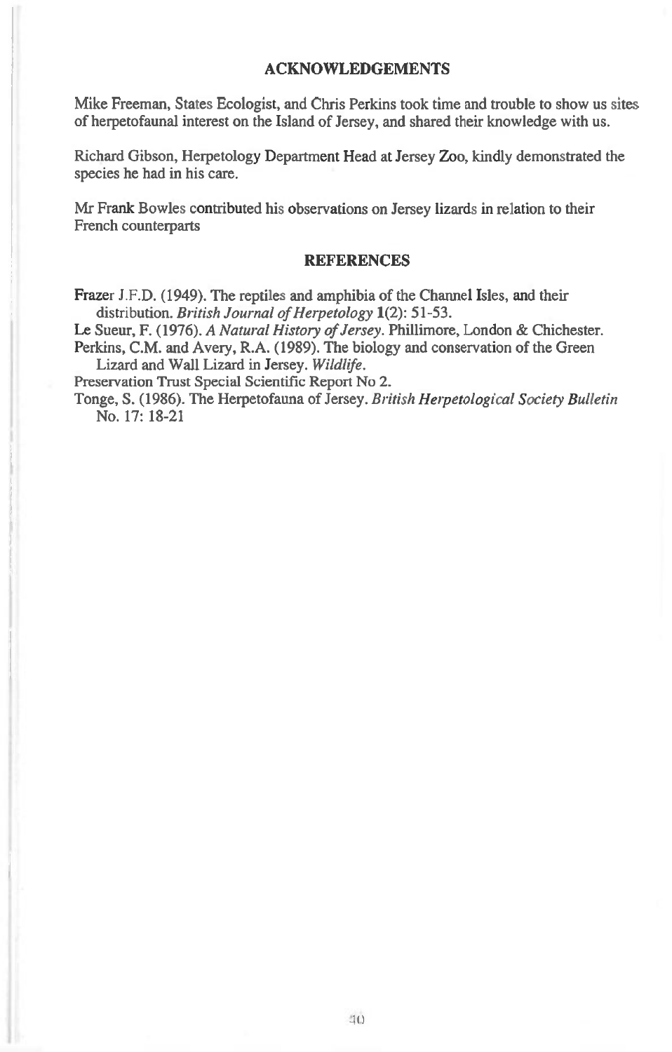## ACKNOWLEDGEMENTS

Mike Freeman, States Ecologist, and Chris Perkins took time and trouble to show us sites of herpetofaunal interest on the Island of Jersey, and shared their knowledge with us.

Richard Gibson, Herpetology Department Head at Jersey Zoo, kindly demonstrated the species he had in his care.

Mr Frank Bowles contributed his observations on Jersey lizards in relation to their French counterparts

## REFERENCES

Frazer J.F.D. (1949). The reptiles and amphibia of the Channel Isles, and their distribution. *British Journal of Herpetology* **1**(2): 51-53.

Le Sueur, F. (1976). *A Natural History of Jersey*. Phillimore, London & Chichester.

Perkins, C.M. and Avery, R.A. (1989). The biology and conservation of the Green Lizard and Wall Lizard in Jersey. *Wildlife*.

Preservation Trust Special Scientific Report No 2.

Tonge, S. (1986). The Herpetofauna of Jersey. *British Herpetological Society Bulletin* No. 17: 18-21